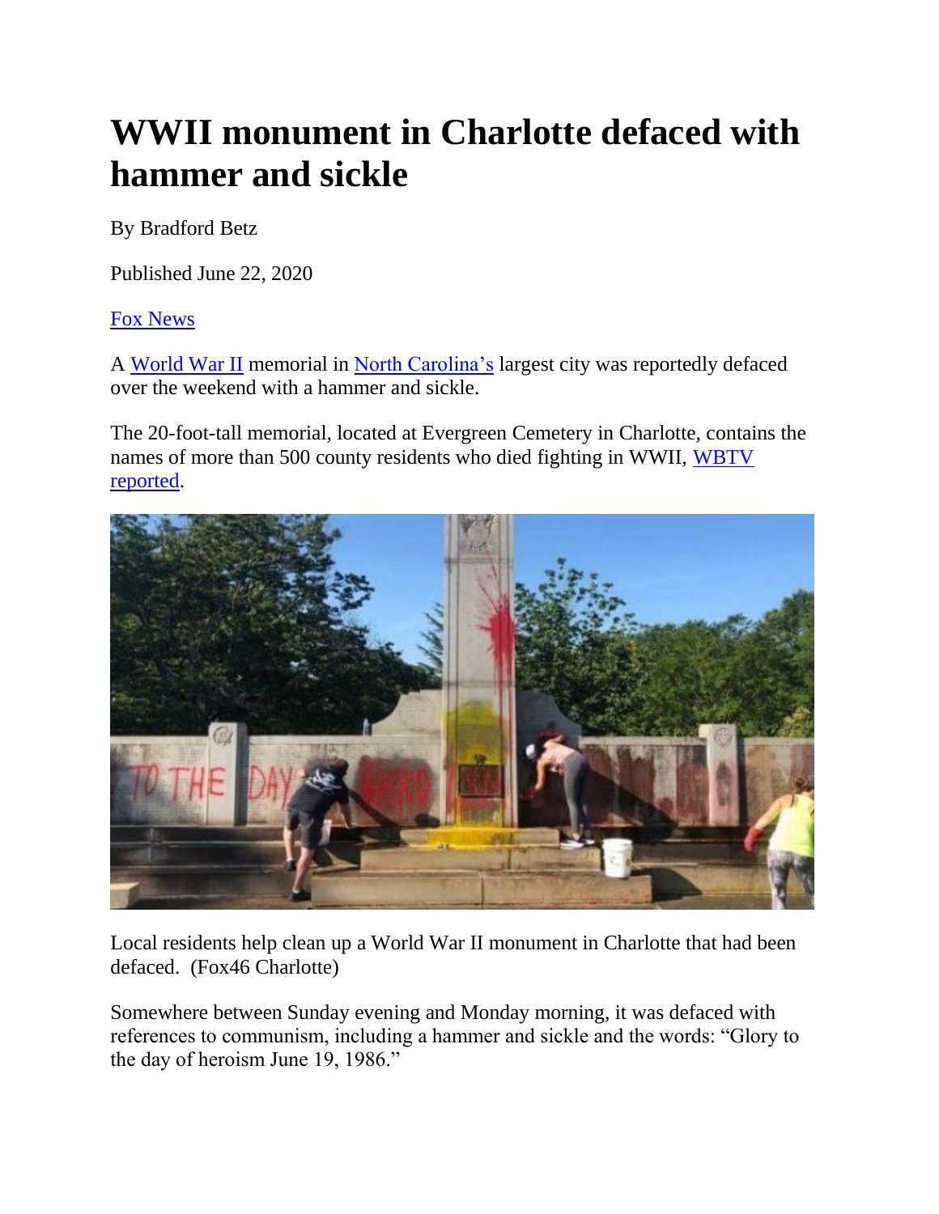# WWII monument in Charlotte defaced with hammer and sickle

By Bradford Betz

Published June 22, 2020

[Fox News](#)

A [World War II](#) memorial in [North Carolina's](#) largest city was reportedly defaced over the weekend with a hammer and sickle.

The 20-foot-tall memorial, located at Evergreen Cemetery in Charlotte, contains the names of more than 500 county residents who died fighting in WWII, [WBTV reported](#).

Local residents help clean up a World War II monument in Charlotte that had been defaced. (Fox46 Charlotte)

Somewhere between Sunday evening and Monday morning, it was defaced with references to communism, including a hammer and sickle and the words: "Glory to the day of heroism June 19, 1986."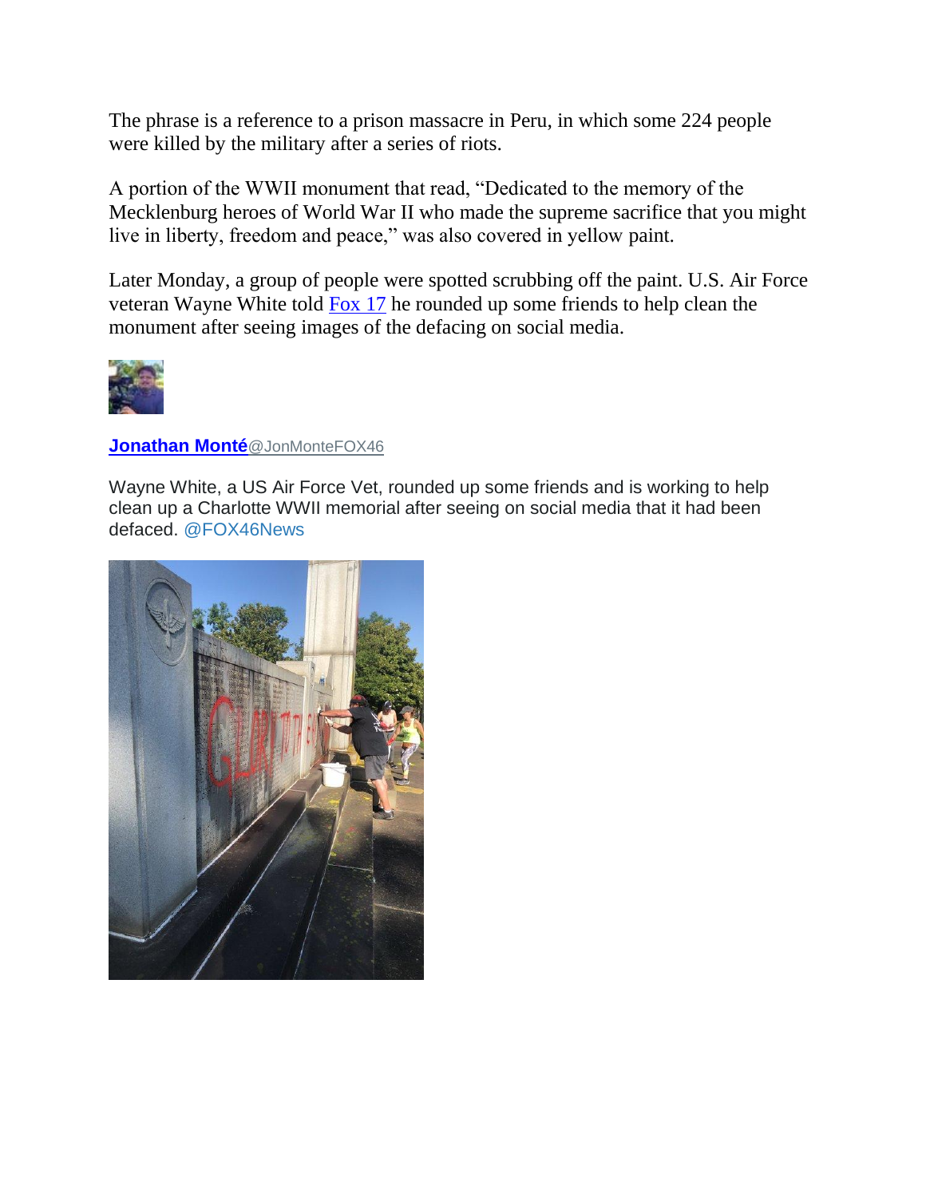The phrase is a reference to a prison massacre in Peru, in which some 224 people were killed by the military after a series of riots.

A portion of the WWII monument that read, "Dedicated to the memory of the Mecklenburg heroes of World War II who made the supreme sacrifice that you might live in liberty, freedom and peace," was also covered in yellow paint.

Later Monday, a group of people were spotted scrubbing off the paint. U.S. Air Force veteran Wayne White told [Fox 17] he rounded up some friends to help clean the monument after seeing images of the defacing on social media.

**Jonathan Monté**@JonMonteFOX46

Wayne White, a US Air Force Vet, rounded up some friends and is working to help clean up a Charlotte WWII memorial after seeing on social media that it had been defaced. @FOX46News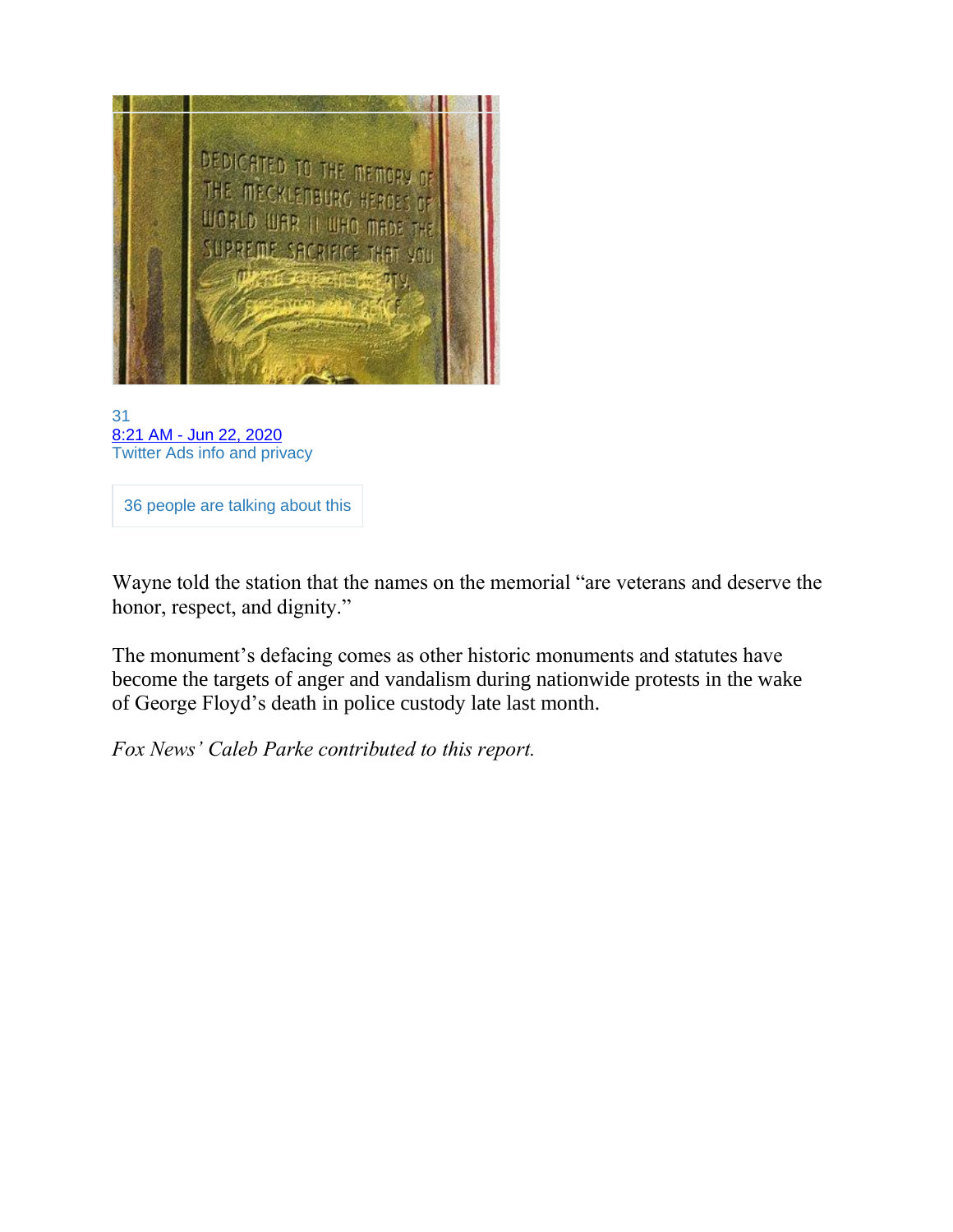31
8:21 AM - Jun 22, 2020
Twitter Ads info and privacy

36 people are talking about this

Wayne told the station that the names on the memorial "are veterans and deserve the honor, respect, and dignity."

The monument's defacing comes as other historic monuments and statutes have become the targets of anger and vandalism during nationwide protests in the wake of George Floyd's death in police custody late last month.

*Fox News' Caleb Parke contributed to this report.*